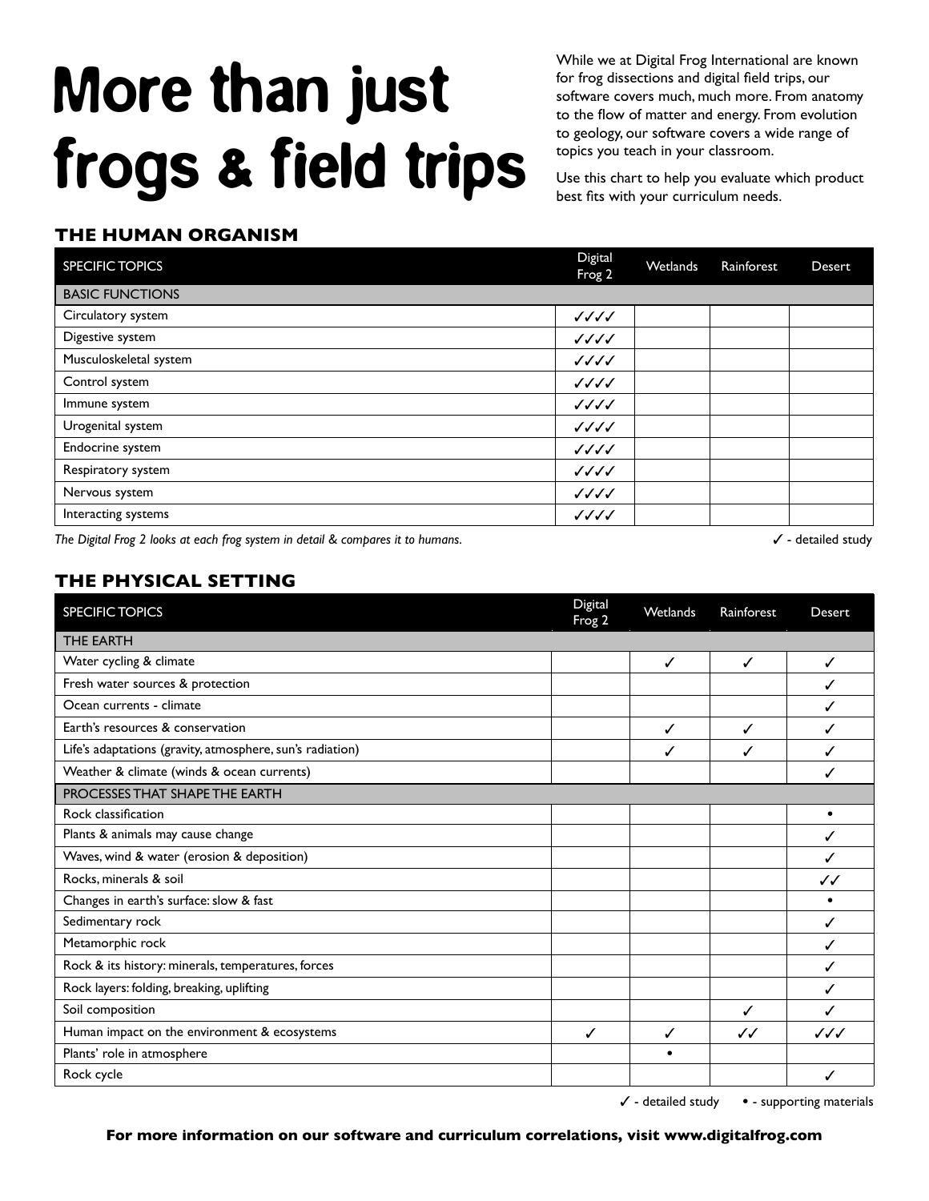# More than just frogs & field trips

While we at Digital Frog International are known for frog dissections and digital field trips, our software covers much, much more. From anatomy to the flow of matter and energy. From evolution to geology, our software covers a wide range of topics you teach in your classroom.

Use this chart to help you evaluate which product best fits with your curriculum needs.

## THE HUMAN ORGANISM

| SPECIFIC TOPICS | Digital Frog 2 | Wetlands | Rainforest | Desert |
|---|---|---|---|---|
| BASIC FUNCTIONS | | | | |
| Circulatory system | ✓✓✓✓ | | | |
| Digestive system | ✓✓✓✓ | | | |
| Musculoskeletal system | ✓✓✓✓ | | | |
| Control system | ✓✓✓✓ | | | |
| Immune system | ✓✓✓✓ | | | |
| Urogenital system | ✓✓✓✓ | | | |
| Endocrine system | ✓✓✓✓ | | | |
| Respiratory system | ✓✓✓✓ | | | |
| Nervous system | ✓✓✓✓ | | | |
| Interacting systems | ✓✓✓✓ | | | |

*The Digital Frog 2 looks at each frog system in detail & compares it to humans.*

✓ - detailed study

## THE PHYSICAL SETTING

| SPECIFIC TOPICS | Digital Frog 2 | Wetlands | Rainforest | Desert |
|---|---|---|---|---|
| THE EARTH | | | | |
| Water cycling & climate | | ✓ | ✓ | ✓ |
| Fresh water sources & protection | | | | ✓ |
| Ocean currents - climate | | | | ✓ |
| Earth's resources & conservation | | ✓ | ✓ | ✓ |
| Life's adaptations (gravity, atmosphere, sun's radiation) | | ✓ | ✓ | ✓ |
| Weather & climate (winds & ocean currents) | | | | ✓ |
| PROCESSES THAT SHAPE THE EARTH | | | | |
| Rock classification | | | | • |
| Plants & animals may cause change | | | | ✓ |
| Waves, wind & water (erosion & deposition) | | | | ✓ |
| Rocks, minerals & soil | | | | ✓✓ |
| Changes in earth's surface: slow & fast | | | | • |
| Sedimentary rock | | | | ✓ |
| Metamorphic rock | | | | ✓ |
| Rock & its history: minerals, temperatures, forces | | | | ✓ |
| Rock layers: folding, breaking, uplifting | | | | ✓ |
| Soil composition | | | ✓ | ✓ |
| Human impact on the environment & ecosystems | ✓ | ✓ | ✓✓ | ✓✓✓ |
| Plants' role in atmosphere | | • | | |
| Rock cycle | | | | ✓ |

✓ - detailed study • - supporting materials

**For more information on our software and curriculum correlations, visit www.digitalfrog.com**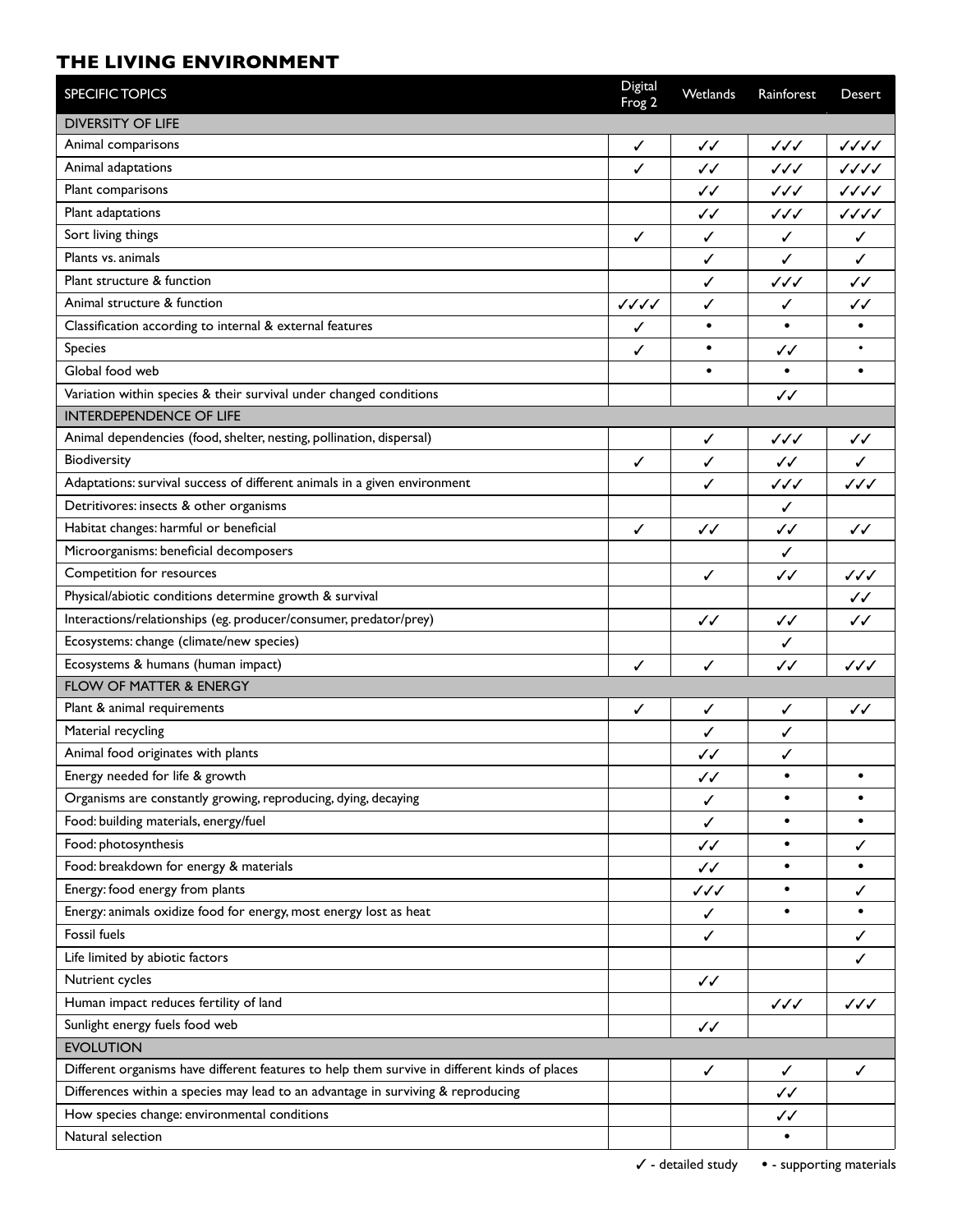## THE LIVING ENVIRONMENT

| SPECIFIC TOPICS | Digital Frog 2 | Wetlands | Rainforest | Desert |
|---|---|---|---|---|
| DIVERSITY OF LIFE | | | | |
| Animal comparisons | ✓ | ✓✓ | ✓✓✓ | ✓✓✓✓ |
| Animal adaptations | ✓ | ✓✓ | ✓✓✓ | ✓✓✓✓ |
| Plant comparisons | | ✓✓ | ✓✓✓ | ✓✓✓✓ |
| Plant adaptations | | ✓✓ | ✓✓✓ | ✓✓✓✓ |
| Sort living things | ✓ | ✓ | ✓ | ✓ |
| Plants vs. animals | | ✓ | ✓ | ✓ |
| Plant structure & function | | ✓ | ✓✓✓ | ✓✓ |
| Animal structure & function | ✓✓✓✓ | ✓ | ✓ | ✓✓ |
| Classification according to internal & external features | ✓ | • | • | • |
| Species | ✓ | • | ✓✓ | • |
| Global food web | | • | • | • |
| Variation within species & their survival under changed conditions | | | ✓✓ | |
| INTERDEPENDENCE OF LIFE | | | | |
| Animal dependencies (food, shelter, nesting, pollination, dispersal) | | ✓ | ✓✓✓ | ✓✓ |
| Biodiversity | ✓ | ✓ | ✓✓ | ✓ |
| Adaptations: survival success of different animals in a given environment | | ✓ | ✓✓✓ | ✓✓✓ |
| Detritivores: insects & other organisms | | | ✓ | |
| Habitat changes: harmful or beneficial | ✓ | ✓✓ | ✓✓ | ✓✓ |
| Microorganisms: beneficial decomposers | | | ✓ | |
| Competition for resources | | ✓ | ✓✓ | ✓✓✓ |
| Physical/abiotic conditions determine growth & survival | | | | ✓✓ |
| Interactions/relationships (eg. producer/consumer, predator/prey) | | ✓✓ | ✓✓ | ✓✓ |
| Ecosystems: change (climate/new species) | | | ✓ | |
| Ecosystems & humans (human impact) | ✓ | ✓ | ✓✓ | ✓✓✓ |
| FLOW OF MATTER & ENERGY | | | | |
| Plant & animal requirements | ✓ | ✓ | ✓ | ✓✓ |
| Material recycling | | ✓ | ✓ | |
| Animal food originates with plants | | ✓✓ | ✓ | |
| Energy needed for life & growth | | ✓✓ | • | • |
| Organisms are constantly growing, reproducing, dying, decaying | | ✓ | • | • |
| Food: building materials, energy/fuel | | ✓ | • | • |
| Food: photosynthesis | | ✓✓ | • | ✓ |
| Food: breakdown for energy & materials | | ✓✓ | • | • |
| Energy: food energy from plants | | ✓✓✓ | • | ✓ |
| Energy: animals oxidize food for energy, most energy lost as heat | | ✓ | • | • |
| Fossil fuels | | ✓ | | ✓ |
| Life limited by abiotic factors | | | | ✓ |
| Nutrient cycles | | ✓✓ | | |
| Human impact reduces fertility of land | | | ✓✓✓ | ✓✓✓ |
| Sunlight energy fuels food web | | ✓✓ | | |
| EVOLUTION | | | | |
| Different organisms have different features to help them survive in different kinds of places | | ✓ | ✓ | ✓ |
| Differences within a species may lead to an advantage in surviving & reproducing | | | ✓✓ | |
| How species change: environmental conditions | | | ✓✓ | |
| Natural selection | | | • | |

✓ - detailed study • - supporting materials